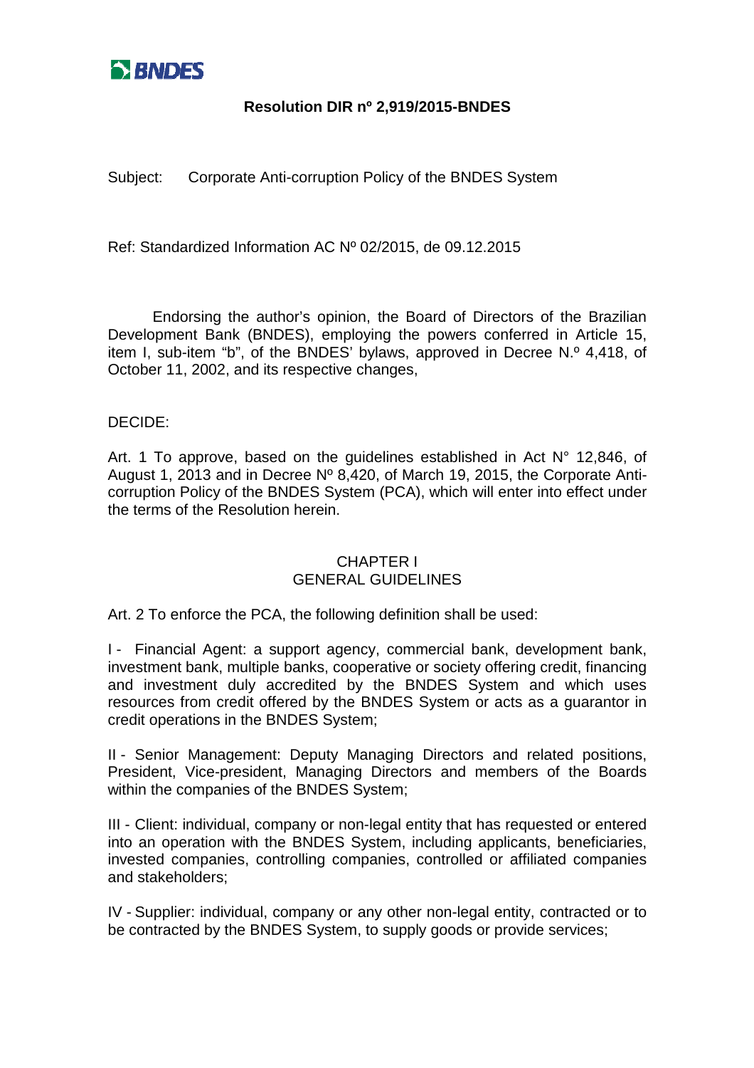# Resolution DIR nº 2,919/2015-BNDES

Subject: Corporate Anti-corruption Policy of the BNDES System

Ref: Standardized Information AC Nº 02/2015, de 09.12.2015

Endorsing the author's opinion, the Board of Directors of the Brazilian Development Bank (BNDES), employing the powers conferred in Article 15, item I, sub-item "b", of the BNDES' bylaws, approved in Decree N.º 4,418, of October 11, 2002, and its respective changes,

DECIDE:

Art. 1 To approve, based on the guidelines established in Act N° 12,846, of August 1, 2013 and in Decree Nº 8,420, of March 19, 2015, the Corporate Anti-corruption Policy of the BNDES System (PCA), which will enter into effect under the terms of the Resolution herein.

## CHAPTER I
## GENERAL GUIDELINES

Art. 2 To enforce the PCA, the following definition shall be used:

I - Financial Agent: a support agency, commercial bank, development bank, investment bank, multiple banks, cooperative or society offering credit, financing and investment duly accredited by the BNDES System and which uses resources from credit offered by the BNDES System or acts as a guarantor in credit operations in the BNDES System;

II - Senior Management: Deputy Managing Directors and related positions, President, Vice-president, Managing Directors and members of the Boards within the companies of the BNDES System;

III - Client: individual, company or non-legal entity that has requested or entered into an operation with the BNDES System, including applicants, beneficiaries, invested companies, controlling companies, controlled or affiliated companies and stakeholders;

IV - Supplier: individual, company or any other non-legal entity, contracted or to be contracted by the BNDES System, to supply goods or provide services;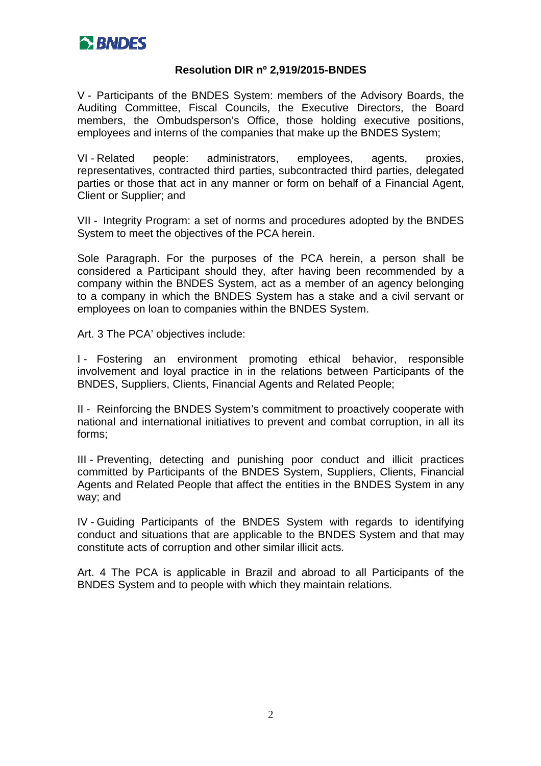**Resolution DIR nº 2,919/2015-BNDES**

V - Participants of the BNDES System: members of the Advisory Boards, the Auditing Committee, Fiscal Councils, the Executive Directors, the Board members, the Ombudsperson's Office, those holding executive positions, employees and interns of the companies that make up the BNDES System;

VI - Related people: administrators, employees, agents, proxies, representatives, contracted third parties, subcontracted third parties, delegated parties or those that act in any manner or form on behalf of a Financial Agent, Client or Supplier; and

VII - Integrity Program: a set of norms and procedures adopted by the BNDES System to meet the objectives of the PCA herein.

Sole Paragraph. For the purposes of the PCA herein, a person shall be considered a Participant should they, after having been recommended by a company within the BNDES System, act as a member of an agency belonging to a company in which the BNDES System has a stake and a civil servant or employees on loan to companies within the BNDES System.

Art. 3 The PCA' objectives include:

I - Fostering an environment promoting ethical behavior, responsible involvement and loyal practice in in the relations between Participants of the BNDES, Suppliers, Clients, Financial Agents and Related People;

II - Reinforcing the BNDES System's commitment to proactively cooperate with national and international initiatives to prevent and combat corruption, in all its forms;

III - Preventing, detecting and punishing poor conduct and illicit practices committed by Participants of the BNDES System, Suppliers, Clients, Financial Agents and Related People that affect the entities in the BNDES System in any way; and

IV - Guiding Participants of the BNDES System with regards to identifying conduct and situations that are applicable to the BNDES System and that may constitute acts of corruption and other similar illicit acts.

Art. 4 The PCA is applicable in Brazil and abroad to all Participants of the BNDES System and to people with which they maintain relations.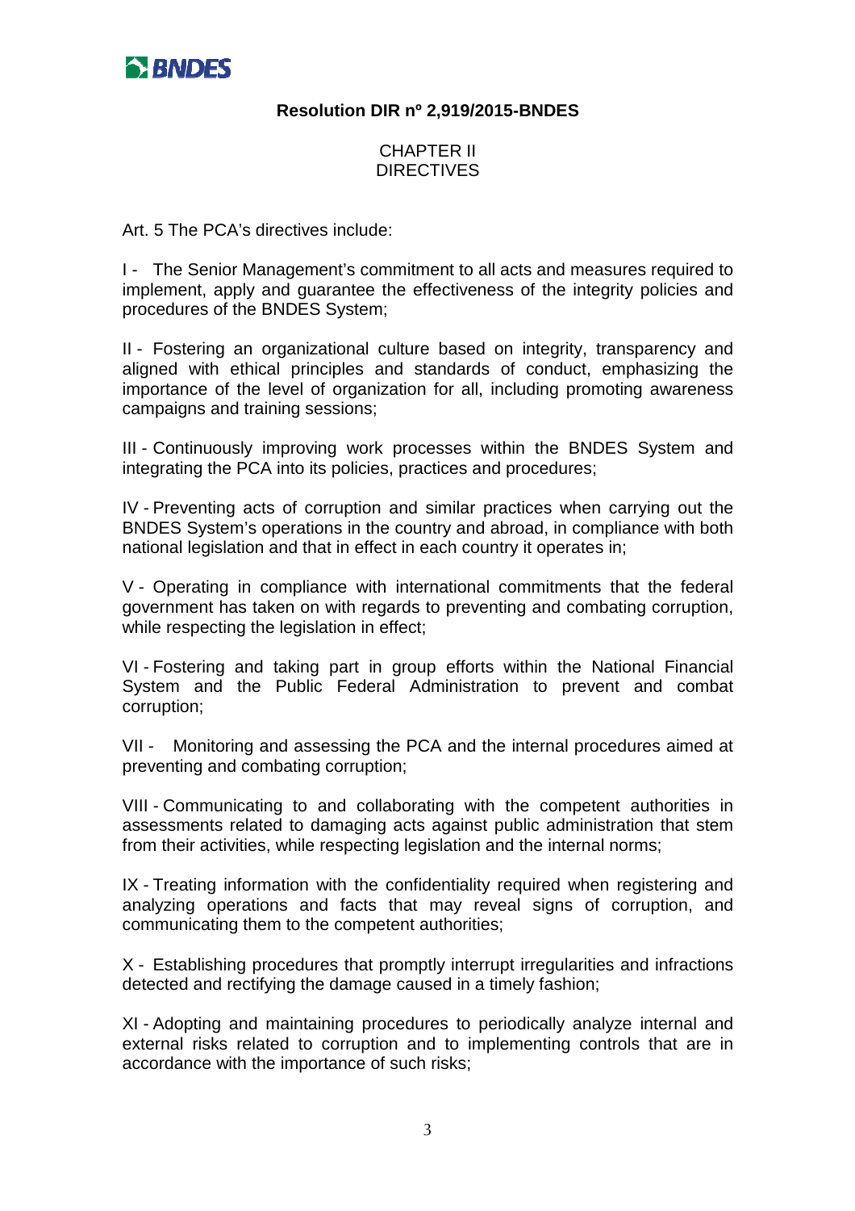**Resolution DIR nº 2,919/2015-BNDES**

## CHAPTER II
## DIRECTIVES

Art. 5 The PCA's directives include:

I - The Senior Management's commitment to all acts and measures required to implement, apply and guarantee the effectiveness of the integrity policies and procedures of the BNDES System;

II - Fostering an organizational culture based on integrity, transparency and aligned with ethical principles and standards of conduct, emphasizing the importance of the level of organization for all, including promoting awareness campaigns and training sessions;

III - Continuously improving work processes within the BNDES System and integrating the PCA into its policies, practices and procedures;

IV - Preventing acts of corruption and similar practices when carrying out the BNDES System's operations in the country and abroad, in compliance with both national legislation and that in effect in each country it operates in;

V - Operating in compliance with international commitments that the federal government has taken on with regards to preventing and combating corruption, while respecting the legislation in effect;

VI - Fostering and taking part in group efforts within the National Financial System and the Public Federal Administration to prevent and combat corruption;

VII - Monitoring and assessing the PCA and the internal procedures aimed at preventing and combating corruption;

VIII - Communicating to and collaborating with the competent authorities in assessments related to damaging acts against public administration that stem from their activities, while respecting legislation and the internal norms;

IX - Treating information with the confidentiality required when registering and analyzing operations and facts that may reveal signs of corruption, and communicating them to the competent authorities;

X - Establishing procedures that promptly interrupt irregularities and infractions detected and rectifying the damage caused in a timely fashion;

XI - Adopting and maintaining procedures to periodically analyze internal and external risks related to corruption and to implementing controls that are in accordance with the importance of such risks;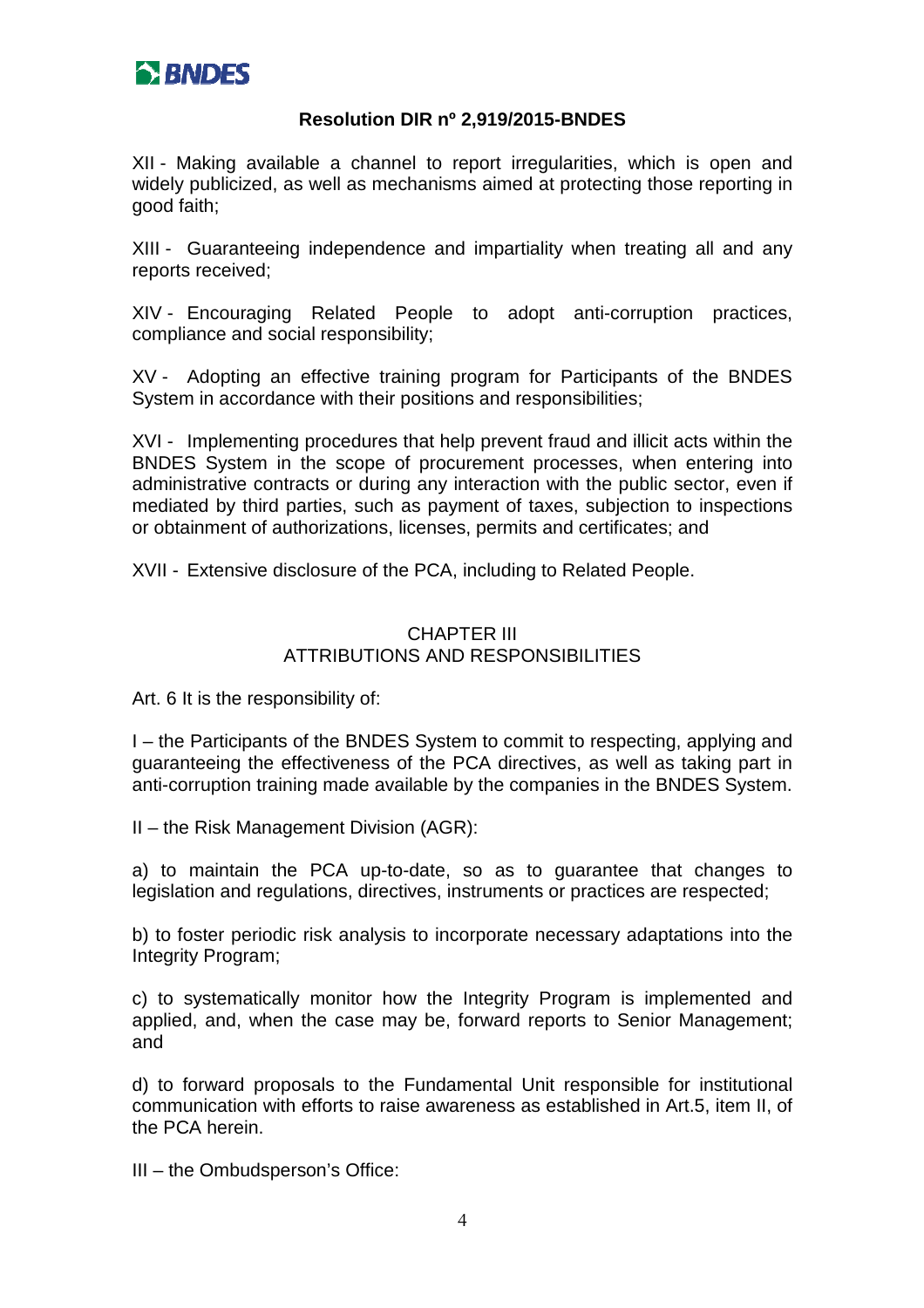XII - Making available a channel to report irregularities, which is open and widely publicized, as well as mechanisms aimed at protecting those reporting in good faith;

XIII - Guaranteeing independence and impartiality when treating all and any reports received;

XIV - Encouraging Related People to adopt anti-corruption practices, compliance and social responsibility;

XV - Adopting an effective training program for Participants of the BNDES System in accordance with their positions and responsibilities;

XVI - Implementing procedures that help prevent fraud and illicit acts within the BNDES System in the scope of procurement processes, when entering into administrative contracts or during any interaction with the public sector, even if mediated by third parties, such as payment of taxes, subjection to inspections or obtainment of authorizations, licenses, permits and certificates; and

XVII - Extensive disclosure of the PCA, including to Related People.

## CHAPTER III
## ATTRIBUTIONS AND RESPONSIBILITIES

Art. 6 It is the responsibility of:

I – the Participants of the BNDES System to commit to respecting, applying and guaranteeing the effectiveness of the PCA directives, as well as taking part in anti-corruption training made available by the companies in the BNDES System.

II – the Risk Management Division (AGR):

a) to maintain the PCA up-to-date, so as to guarantee that changes to legislation and regulations, directives, instruments or practices are respected;

b) to foster periodic risk analysis to incorporate necessary adaptations into the Integrity Program;

c) to systematically monitor how the Integrity Program is implemented and applied, and, when the case may be, forward reports to Senior Management; and

d) to forward proposals to the Fundamental Unit responsible for institutional communication with efforts to raise awareness as established in Art.5, item II, of the PCA herein.

III – the Ombudsperson's Office: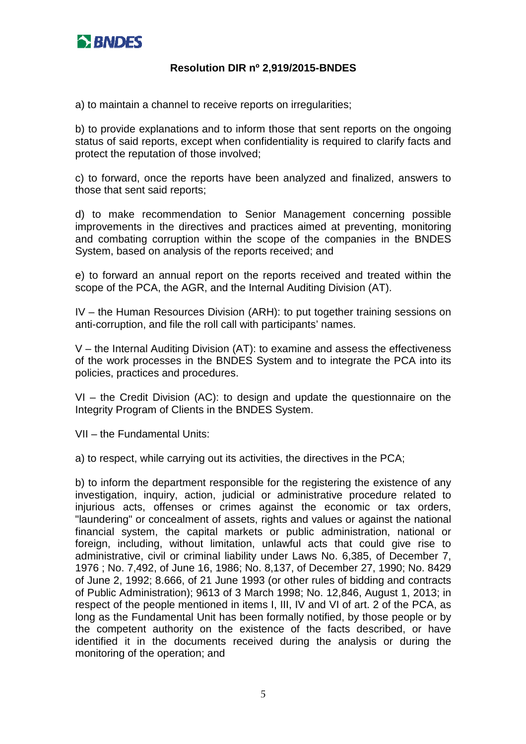a) to maintain a channel to receive reports on irregularities;

b) to provide explanations and to inform those that sent reports on the ongoing status of said reports, except when confidentiality is required to clarify facts and protect the reputation of those involved;

c) to forward, once the reports have been analyzed and finalized, answers to those that sent said reports;

d) to make recommendation to Senior Management concerning possible improvements in the directives and practices aimed at preventing, monitoring and combating corruption within the scope of the companies in the BNDES System, based on analysis of the reports received; and

e) to forward an annual report on the reports received and treated within the scope of the PCA, the AGR, and the Internal Auditing Division (AT).

IV – the Human Resources Division (ARH): to put together training sessions on anti-corruption, and file the roll call with participants' names.

V – the Internal Auditing Division (AT): to examine and assess the effectiveness of the work processes in the BNDES System and to integrate the PCA into its policies, practices and procedures.

VI – the Credit Division (AC): to design and update the questionnaire on the Integrity Program of Clients in the BNDES System.

VII – the Fundamental Units:

a) to respect, while carrying out its activities, the directives in the PCA;

b) to inform the department responsible for the registering the existence of any investigation, inquiry, action, judicial or administrative procedure related to injurious acts, offenses or crimes against the economic or tax orders, "laundering" or concealment of assets, rights and values or against the national financial system, the capital markets or public administration, national or foreign, including, without limitation, unlawful acts that could give rise to administrative, civil or criminal liability under Laws No. 6,385, of December 7, 1976 ; No. 7,492, of June 16, 1986; No. 8,137, of December 27, 1990; No. 8429 of June 2, 1992; 8.666, of 21 June 1993 (or other rules of bidding and contracts of Public Administration); 9613 of 3 March 1998; No. 12,846, August 1, 2013; in respect of the people mentioned in items I, III, IV and VI of art. 2 of the PCA, as long as the Fundamental Unit has been formally notified, by those people or by the competent authority on the existence of the facts described, or have identified it in the documents received during the analysis or during the monitoring of the operation; and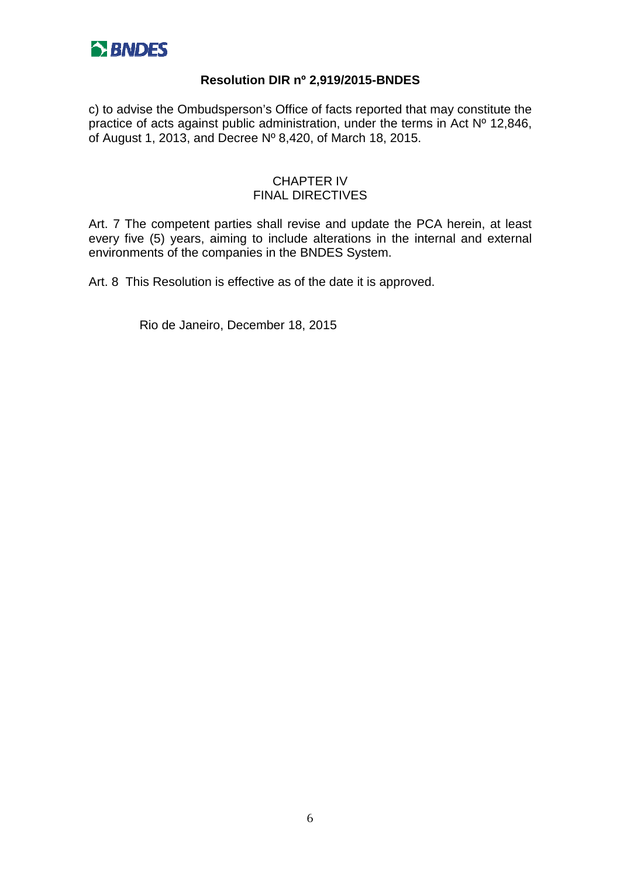**Resolution DIR nº 2,919/2015-BNDES**

c) to advise the Ombudsperson's Office of facts reported that may constitute the practice of acts against public administration, under the terms in Act Nº 12,846, of August 1, 2013, and Decree Nº 8,420, of March 18, 2015.

## CHAPTER IV
## FINAL DIRECTIVES

Art. 7 The competent parties shall revise and update the PCA herein, at least every five (5) years, aiming to include alterations in the internal and external environments of the companies in the BNDES System.

Art. 8 This Resolution is effective as of the date it is approved.

Rio de Janeiro, December 18, 2015